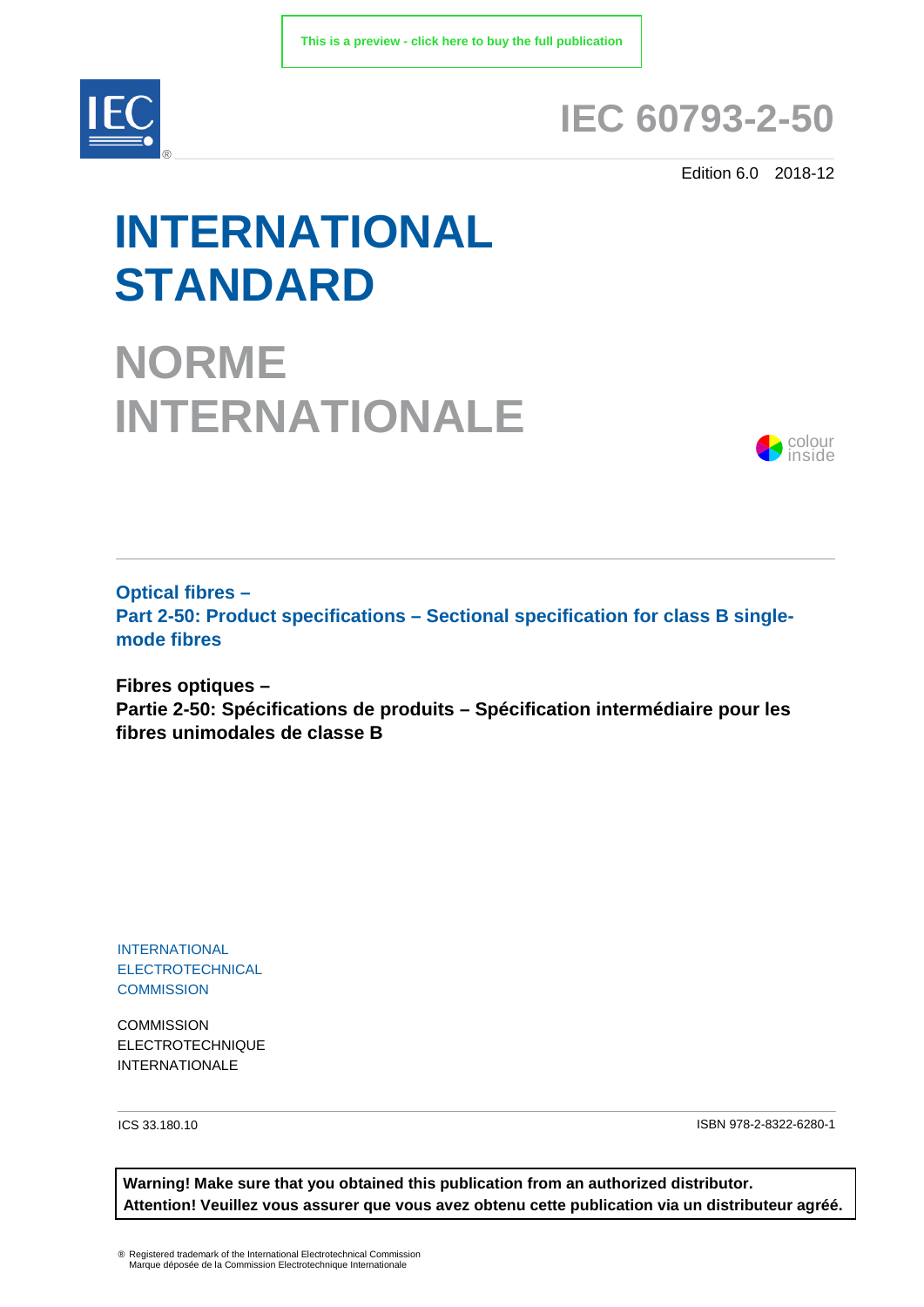This is a preview - click here to buy the full publication

# IEC 60793-2-50

Edition 6.0 2018-12

# INTERNATIONAL STANDARD

# NORME INTERNATIONALE

colour inside

**Optical fibres –**
**Part 2-50: Product specifications – Sectional specification for class B single-mode fibres**

**Fibres optiques –**
**Partie 2-50: Spécifications de produits – Spécification intermédiaire pour les fibres unimodales de classe B**

INTERNATIONAL
ELECTROTECHNICAL
COMMISSION

COMMISSION
ELECTROTECHNIQUE
INTERNATIONALE

ICS 33.180.10

ISBN 978-2-8322-6280-1

**Warning! Make sure that you obtained this publication from an authorized distributor.**
**Attention! Veuillez vous assurer que vous avez obtenu cette publication via un distributeur agréé.**

® Registered trademark of the International Electrotechnical Commission
Marque déposée de la Commission Electrotechnique Internationale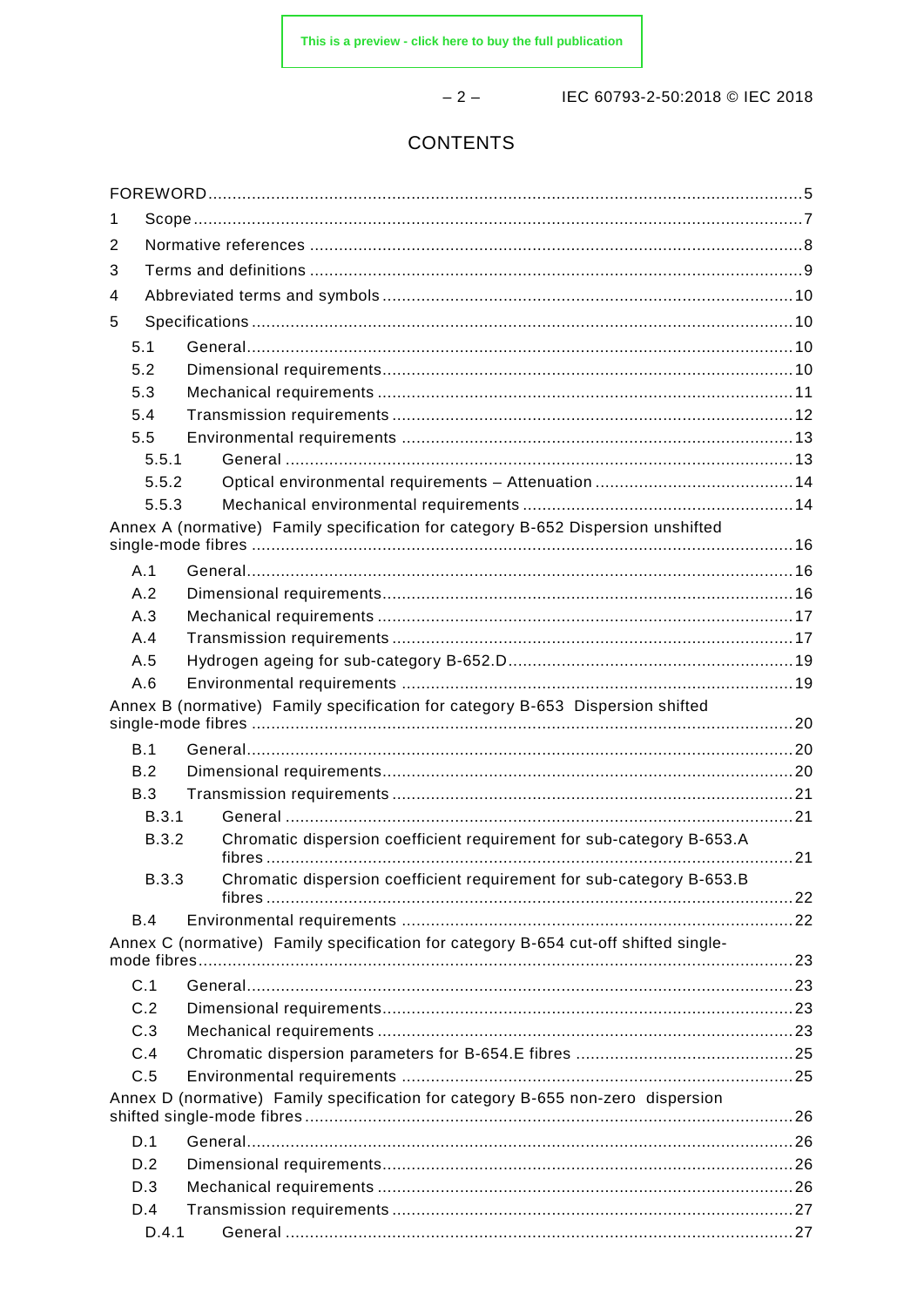# CONTENTS

FOREWORD .......... 5

1 Scope .......... 7

2 Normative references .......... 8

3 Terms and definitions .......... 9

4 Abbreviated terms and symbols .......... 10

5 Specifications .......... 10

- 5.1 General .......... 10
- 5.2 Dimensional requirements .......... 10
- 5.3 Mechanical requirements .......... 11
- 5.4 Transmission requirements .......... 12
- 5.5 Environmental requirements .......... 13
  - 5.5.1 General .......... 13
  - 5.5.2 Optical environmental requirements – Attenuation .......... 14
  - 5.5.3 Mechanical environmental requirements .......... 14

Annex A (normative) Family specification for category B-652 Dispersion unshifted single-mode fibres .......... 16

- A.1 General .......... 16
- A.2 Dimensional requirements .......... 16
- A.3 Mechanical requirements .......... 17
- A.4 Transmission requirements .......... 17
- A.5 Hydrogen ageing for sub-category B-652.D .......... 19
- A.6 Environmental requirements .......... 19

Annex B (normative) Family specification for category B-653 Dispersion shifted single-mode fibres .......... 20

- B.1 General .......... 20
- B.2 Dimensional requirements .......... 20
- B.3 Transmission requirements .......... 21
  - B.3.1 General .......... 21
  - B.3.2 Chromatic dispersion coefficient requirement for sub-category B-653.A fibres .......... 21
  - B.3.3 Chromatic dispersion coefficient requirement for sub-category B-653.B fibres .......... 22
- B.4 Environmental requirements .......... 22

Annex C (normative) Family specification for category B-654 cut-off shifted single-mode fibres .......... 23

- C.1 General .......... 23
- C.2 Dimensional requirements .......... 23
- C.3 Mechanical requirements .......... 23
- C.4 Chromatic dispersion parameters for B-654.E fibres .......... 25
- C.5 Environmental requirements .......... 25

Annex D (normative) Family specification for category B-655 non-zero dispersion shifted single-mode fibres .......... 26

- D.1 General .......... 26
- D.2 Dimensional requirements .......... 26
- D.3 Mechanical requirements .......... 26
- D.4 Transmission requirements .......... 27
  - D.4.1 General .......... 27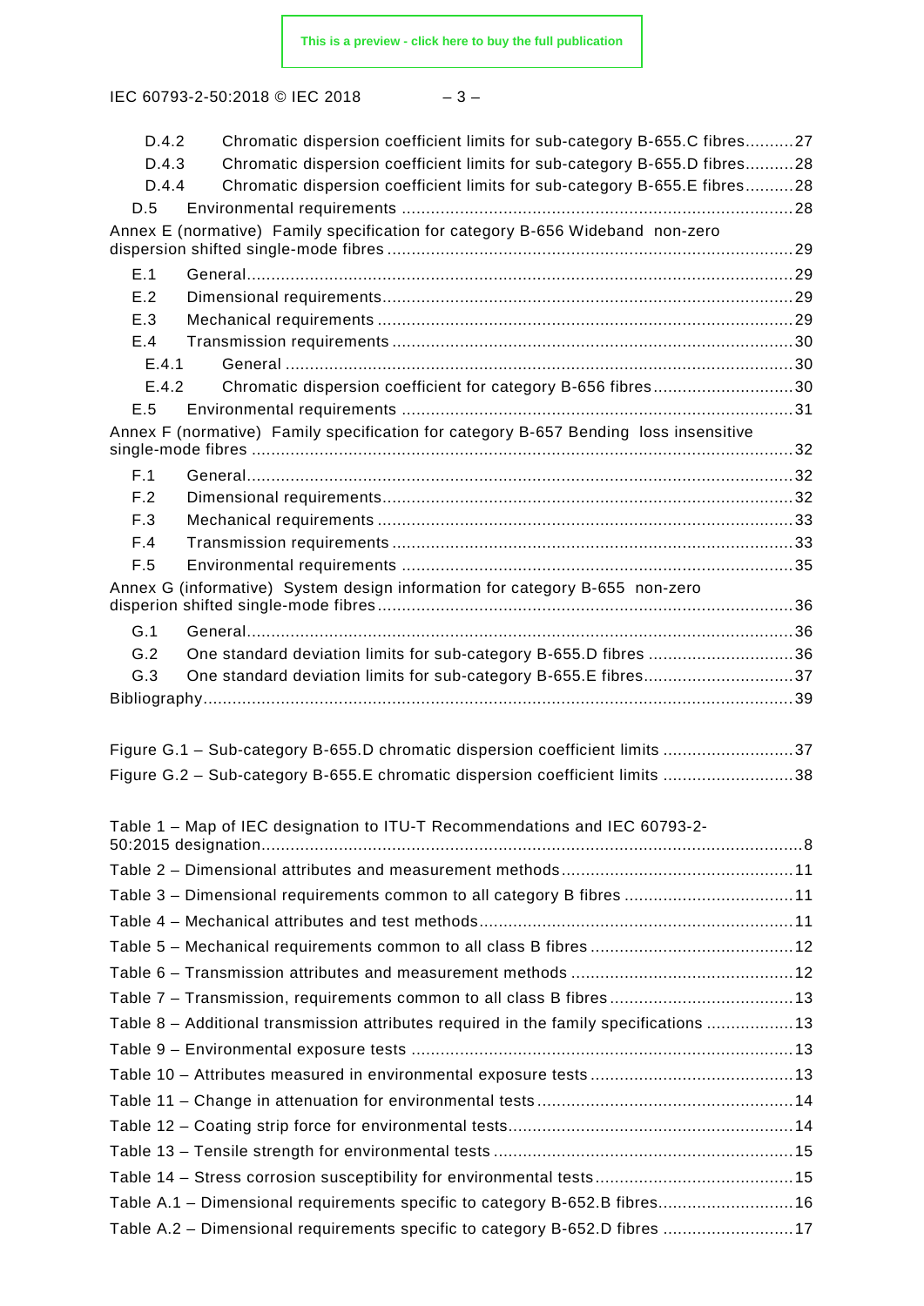D.4.2 Chromatic dispersion coefficient limits for sub-category B-655.C fibres .......... 27
D.4.3 Chromatic dispersion coefficient limits for sub-category B-655.D fibres .......... 28
D.4.4 Chromatic dispersion coefficient limits for sub-category B-655.E fibres .......... 28
D.5 Environmental requirements .......... 28

Annex E (normative) Family specification for category B-656 Wideband non-zero dispersion shifted single-mode fibres .......... 29
E.1 General .......... 29
E.2 Dimensional requirements .......... 29
E.3 Mechanical requirements .......... 29
E.4 Transmission requirements .......... 30
E.4.1 General .......... 30
E.4.2 Chromatic dispersion coefficient for category B-656 fibres .......... 30
E.5 Environmental requirements .......... 31

Annex F (normative) Family specification for category B-657 Bending loss insensitive single-mode fibres .......... 32
F.1 General .......... 32
F.2 Dimensional requirements .......... 32
F.3 Mechanical requirements .......... 33
F.4 Transmission requirements .......... 33
F.5 Environmental requirements .......... 35

Annex G (informative) System design information for category B-655 non-zero disperion shifted single-mode fibres .......... 36
G.1 General .......... 36
G.2 One standard deviation limits for sub-category B-655.D fibres .......... 36
G.3 One standard deviation limits for sub-category B-655.E fibres .......... 37

Bibliography .......... 39

Figure G.1 – Sub-category B-655.D chromatic dispersion coefficient limits .......... 37
Figure G.2 – Sub-category B-655.E chromatic dispersion coefficient limits .......... 38

Table 1 – Map of IEC designation to ITU-T Recommendations and IEC 60793-2-50:2015 designation .......... 8
Table 2 – Dimensional attributes and measurement methods .......... 11
Table 3 – Dimensional requirements common to all category B fibres .......... 11
Table 4 – Mechanical attributes and test methods .......... 11
Table 5 – Mechanical requirements common to all class B fibres .......... 12
Table 6 – Transmission attributes and measurement methods .......... 12
Table 7 – Transmission, requirements common to all class B fibres .......... 13
Table 8 – Additional transmission attributes required in the family specifications .......... 13
Table 9 – Environmental exposure tests .......... 13
Table 10 – Attributes measured in environmental exposure tests .......... 13
Table 11 – Change in attenuation for environmental tests .......... 14
Table 12 – Coating strip force for environmental tests .......... 14
Table 13 – Tensile strength for environmental tests .......... 15
Table 14 – Stress corrosion susceptibility for environmental tests .......... 15
Table A.1 – Dimensional requirements specific to category B-652.B fibres .......... 16
Table A.2 – Dimensional requirements specific to category B-652.D fibres .......... 17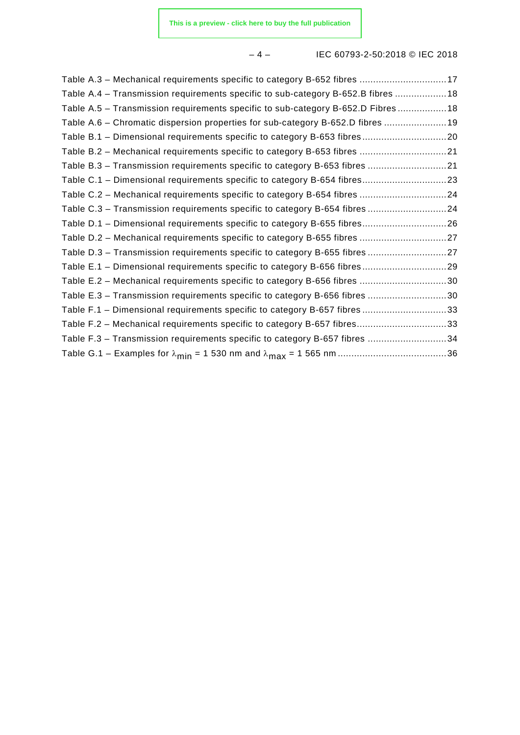Table A.3 – Mechanical requirements specific to category B-652 fibres ................................17

Table A.4 – Transmission requirements specific to sub-category B-652.B fibres ...................18

Table A.5 – Transmission requirements specific to sub-category B-652.D Fibres ..................18

Table A.6 – Chromatic dispersion properties for sub-category B-652.D fibres .......................19

Table B.1 – Dimensional requirements specific to category B-653 fibres...............................20

Table B.2 – Mechanical requirements specific to category B-653 fibres ................................21

Table B.3 – Transmission requirements specific to category B-653 fibres .............................21

Table C.1 – Dimensional requirements specific to category B-654 fibres...............................23

Table C.2 – Mechanical requirements specific to category B-654 fibres ................................24

Table C.3 – Transmission requirements specific to category B-654 fibres .............................24

Table D.1 – Dimensional requirements specific to category B-655 fibres...............................26

Table D.2 – Mechanical requirements specific to category B-655 fibres ................................27

Table D.3 – Transmission requirements specific to category B-655 fibres .............................27

Table E.1 – Dimensional requirements specific to category B-656 fibres...............................29

Table E.2 – Mechanical requirements specific to category B-656 fibres ................................30

Table E.3 – Transmission requirements specific to category B-656 fibres .............................30

Table F.1 – Dimensional requirements specific to category B-657 fibres ...............................33

Table F.2 – Mechanical requirements specific to category B-657 fibres.................................33

Table F.3 – Transmission requirements specific to category B-657 fibres .............................34

Table G.1 – Examples for $\lambda_{min}$ = 1 530 nm and $\lambda_{max}$ = 1 565 nm ........................................36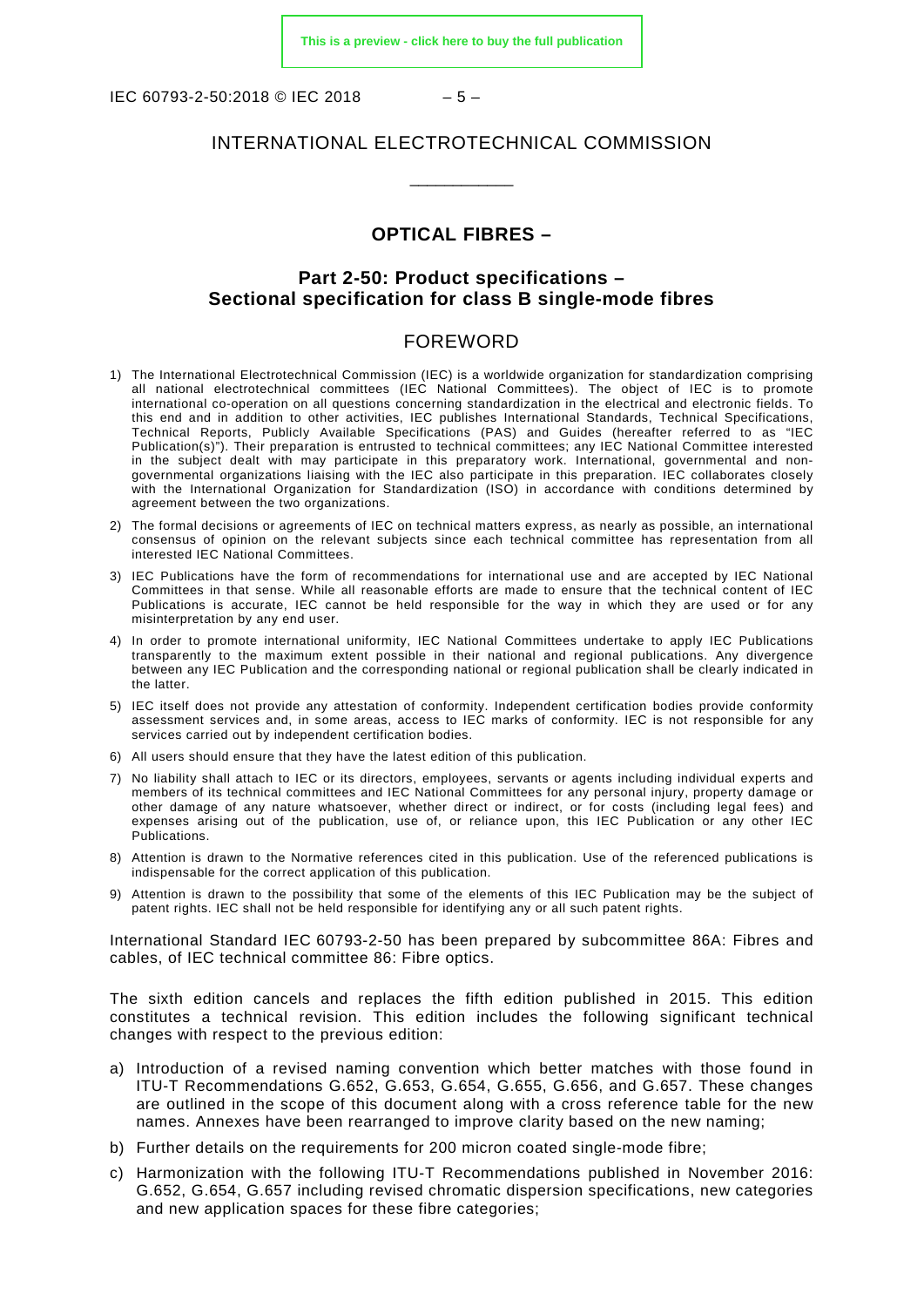# INTERNATIONAL ELECTROTECHNICAL COMMISSION

___________

## OPTICAL FIBRES –

## Part 2-50: Product specifications – Sectional specification for class B single-mode fibres

## FOREWORD

1) The International Electrotechnical Commission (IEC) is a worldwide organization for standardization comprising all national electrotechnical committees (IEC National Committees). The object of IEC is to promote international co-operation on all questions concerning standardization in the electrical and electronic fields. To this end and in addition to other activities, IEC publishes International Standards, Technical Specifications, Technical Reports, Publicly Available Specifications (PAS) and Guides (hereafter referred to as "IEC Publication(s)"). Their preparation is entrusted to technical committees; any IEC National Committee interested in the subject dealt with may participate in this preparatory work. International, governmental and non-governmental organizations liaising with the IEC also participate in this preparation. IEC collaborates closely with the International Organization for Standardization (ISO) in accordance with conditions determined by agreement between the two organizations.
2) The formal decisions or agreements of IEC on technical matters express, as nearly as possible, an international consensus of opinion on the relevant subjects since each technical committee has representation from all interested IEC National Committees.
3) IEC Publications have the form of recommendations for international use and are accepted by IEC National Committees in that sense. While all reasonable efforts are made to ensure that the technical content of IEC Publications is accurate, IEC cannot be held responsible for the way in which they are used or for any misinterpretation by any end user.
4) In order to promote international uniformity, IEC National Committees undertake to apply IEC Publications transparently to the maximum extent possible in their national and regional publications. Any divergence between any IEC Publication and the corresponding national or regional publication shall be clearly indicated in the latter.
5) IEC itself does not provide any attestation of conformity. Independent certification bodies provide conformity assessment services and, in some areas, access to IEC marks of conformity. IEC is not responsible for any services carried out by independent certification bodies.
6) All users should ensure that they have the latest edition of this publication.
7) No liability shall attach to IEC or its directors, employees, servants or agents including individual experts and members of its technical committees and IEC National Committees for any personal injury, property damage or other damage of any nature whatsoever, whether direct or indirect, or for costs (including legal fees) and expenses arising out of the publication, use of, or reliance upon, this IEC Publication or any other IEC Publications.
8) Attention is drawn to the Normative references cited in this publication. Use of the referenced publications is indispensable for the correct application of this publication.
9) Attention is drawn to the possibility that some of the elements of this IEC Publication may be the subject of patent rights. IEC shall not be held responsible for identifying any or all such patent rights.

International Standard IEC 60793-2-50 has been prepared by subcommittee 86A: Fibres and cables, of IEC technical committee 86: Fibre optics.

The sixth edition cancels and replaces the fifth edition published in 2015. This edition constitutes a technical revision. This edition includes the following significant technical changes with respect to the previous edition:

a) Introduction of a revised naming convention which better matches with those found in ITU-T Recommendations G.652, G.653, G.654, G.655, G.656, and G.657. These changes are outlined in the scope of this document along with a cross reference table for the new names. Annexes have been rearranged to improve clarity based on the new naming;
b) Further details on the requirements for 200 micron coated single-mode fibre;
c) Harmonization with the following ITU-T Recommendations published in November 2016: G.652, G.654, G.657 including revised chromatic dispersion specifications, new categories and new application spaces for these fibre categories;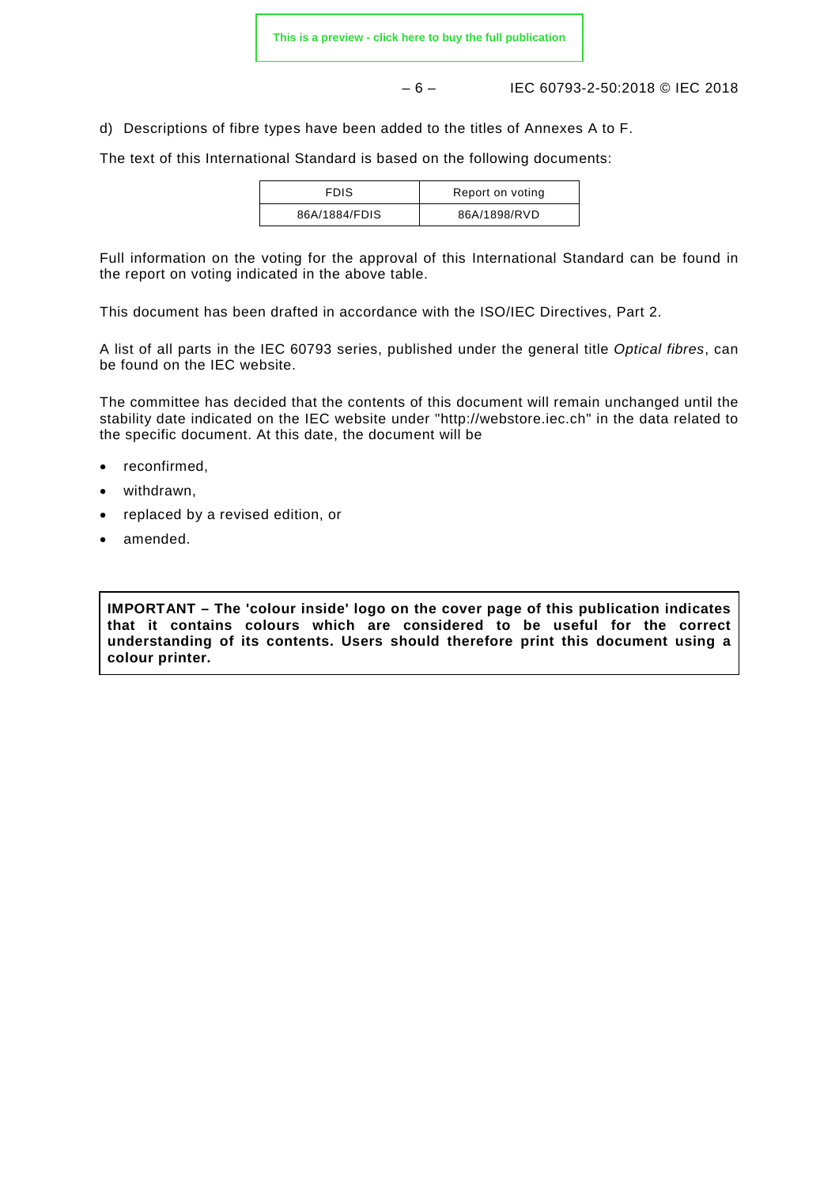d) Descriptions of fibre types have been added to the titles of Annexes A to F.

The text of this International Standard is based on the following documents:

| FDIS | Report on voting |
|---|---|
| 86A/1884/FDIS | 86A/1898/RVD |

Full information on the voting for the approval of this International Standard can be found in the report on voting indicated in the above table.

This document has been drafted in accordance with the ISO/IEC Directives, Part 2.

A list of all parts in the IEC 60793 series, published under the general title *Optical fibres*, can be found on the IEC website.

The committee has decided that the contents of this document will remain unchanged until the stability date indicated on the IEC website under "http://webstore.iec.ch" in the data related to the specific document. At this date, the document will be

- reconfirmed,
- withdrawn,
- replaced by a revised edition, or
- amended.

**IMPORTANT – The 'colour inside' logo on the cover page of this publication indicates that it contains colours which are considered to be useful for the correct understanding of its contents. Users should therefore print this document using a colour printer.**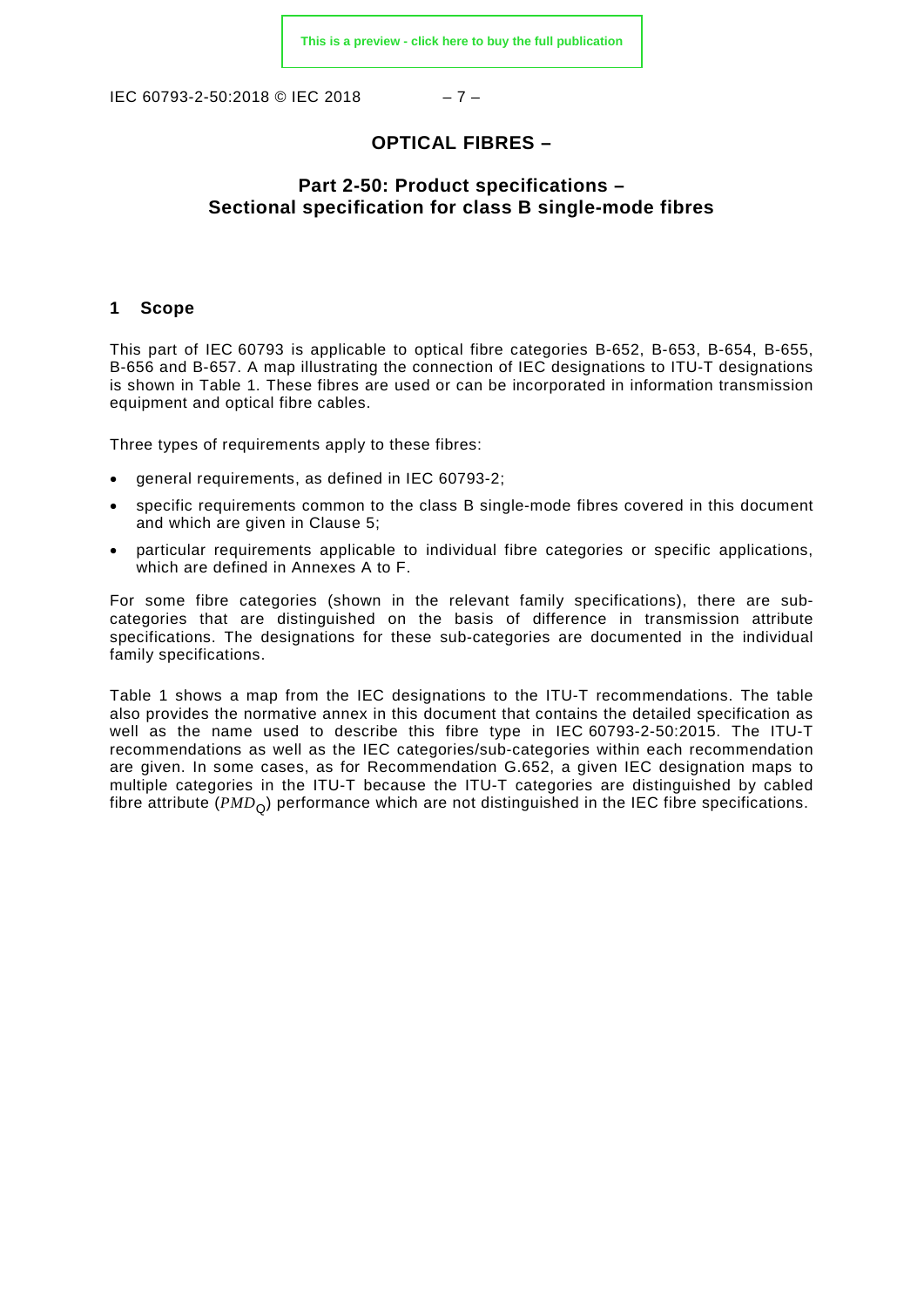# OPTICAL FIBRES –

## Part 2-50: Product specifications – Sectional specification for class B single-mode fibres

## 1 Scope

This part of IEC 60793 is applicable to optical fibre categories B-652, B-653, B-654, B-655, B-656 and B-657. A map illustrating the connection of IEC designations to ITU-T designations is shown in Table 1. These fibres are used or can be incorporated in information transmission equipment and optical fibre cables.

Three types of requirements apply to these fibres:

- general requirements, as defined in IEC 60793-2;
- specific requirements common to the class B single-mode fibres covered in this document and which are given in Clause 5;
- particular requirements applicable to individual fibre categories or specific applications, which are defined in Annexes A to F.

For some fibre categories (shown in the relevant family specifications), there are sub-categories that are distinguished on the basis of difference in transmission attribute specifications. The designations for these sub-categories are documented in the individual family specifications.

Table 1 shows a map from the IEC designations to the ITU-T recommendations. The table also provides the normative annex in this document that contains the detailed specification as well as the name used to describe this fibre type in IEC 60793-2-50:2015. The ITU-T recommendations as well as the IEC categories/sub-categories within each recommendation are given. In some cases, as for Recommendation G.652, a given IEC designation maps to multiple categories in the ITU-T because the ITU-T categories are distinguished by cabled fibre attribute ($PMD_Q$) performance which are not distinguished in the IEC fibre specifications.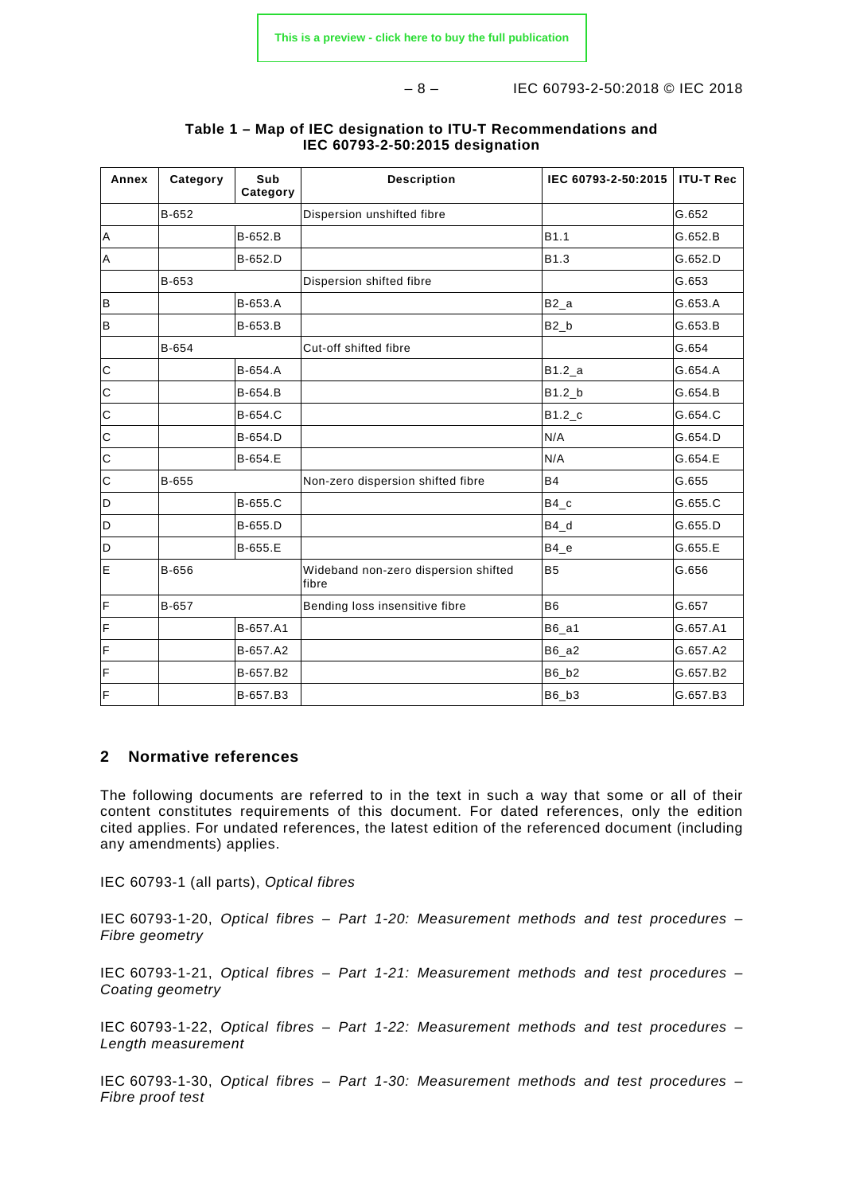**Table 1 – Map of IEC designation to ITU-T Recommendations and IEC 60793-2-50:2015 designation**

| Annex | Category | Sub Category | Description | IEC 60793-2-50:2015 | ITU-T Rec |
|---|---|---|---|---|---|
| | B-652 | | Dispersion unshifted fibre | | G.652 |
| A | | B-652.B | | B1.1 | G.652.B |
| A | | B-652.D | | B1.3 | G.652.D |
| | B-653 | | Dispersion shifted fibre | | G.653 |
| B | | B-653.A | | B2_a | G.653.A |
| B | | B-653.B | | B2_b | G.653.B |
| | B-654 | | Cut-off shifted fibre | | G.654 |
| C | | B-654.A | | B1.2_a | G.654.A |
| C | | B-654.B | | B1.2_b | G.654.B |
| C | | B-654.C | | B1.2_c | G.654.C |
| C | | B-654.D | | N/A | G.654.D |
| C | | B-654.E | | N/A | G.654.E |
| C | B-655 | | Non-zero dispersion shifted fibre | B4 | G.655 |
| D | | B-655.C | | B4_c | G.655.C |
| D | | B-655.D | | B4_d | G.655.D |
| D | | B-655.E | | B4_e | G.655.E |
| E | B-656 | | Wideband non-zero dispersion shifted fibre | B5 | G.656 |
| F | B-657 | | Bending loss insensitive fibre | B6 | G.657 |
| F | | B-657.A1 | | B6_a1 | G.657.A1 |
| F | | B-657.A2 | | B6_a2 | G.657.A2 |
| F | | B-657.B2 | | B6_b2 | G.657.B2 |
| F | | B-657.B3 | | B6_b3 | G.657.B3 |

## 2 Normative references

The following documents are referred to in the text in such a way that some or all of their content constitutes requirements of this document. For dated references, only the edition cited applies. For undated references, the latest edition of the referenced document (including any amendments) applies.

IEC 60793-1 (all parts), *Optical fibres*

IEC 60793-1-20, *Optical fibres – Part 1-20: Measurement methods and test procedures – Fibre geometry*

IEC 60793-1-21, *Optical fibres – Part 1-21: Measurement methods and test procedures – Coating geometry*

IEC 60793-1-22, *Optical fibres – Part 1-22: Measurement methods and test procedures – Length measurement*

IEC 60793-1-30, *Optical fibres – Part 1-30: Measurement methods and test procedures – Fibre proof test*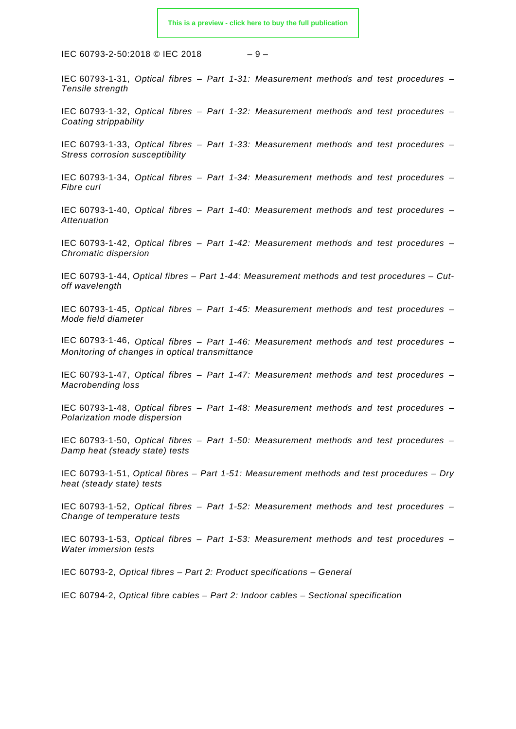IEC 60793-1-31, *Optical fibres – Part 1-31: Measurement methods and test procedures – Tensile strength*

IEC 60793-1-32, *Optical fibres – Part 1-32: Measurement methods and test procedures – Coating strippability*

IEC 60793-1-33, *Optical fibres – Part 1-33: Measurement methods and test procedures – Stress corrosion susceptibility*

IEC 60793-1-34, *Optical fibres – Part 1-34: Measurement methods and test procedures – Fibre curl*

IEC 60793-1-40, *Optical fibres – Part 1-40: Measurement methods and test procedures – Attenuation*

IEC 60793-1-42, *Optical fibres – Part 1-42: Measurement methods and test procedures – Chromatic dispersion*

IEC 60793-1-44, *Optical fibres – Part 1-44: Measurement methods and test procedures – Cut-off wavelength*

IEC 60793-1-45, *Optical fibres – Part 1-45: Measurement methods and test procedures – Mode field diameter*

IEC 60793-1-46, *Optical fibres – Part 1-46: Measurement methods and test procedures – Monitoring of changes in optical transmittance*

IEC 60793-1-47, *Optical fibres – Part 1-47: Measurement methods and test procedures – Macrobending loss*

IEC 60793-1-48, *Optical fibres – Part 1-48: Measurement methods and test procedures – Polarization mode dispersion*

IEC 60793-1-50, *Optical fibres – Part 1-50: Measurement methods and test procedures – Damp heat (steady state) tests*

IEC 60793-1-51, *Optical fibres – Part 1-51: Measurement methods and test procedures – Dry heat (steady state) tests*

IEC 60793-1-52, *Optical fibres – Part 1-52: Measurement methods and test procedures – Change of temperature tests*

IEC 60793-1-53, *Optical fibres – Part 1-53: Measurement methods and test procedures – Water immersion tests*

IEC 60793-2, *Optical fibres – Part 2: Product specifications – General*

IEC 60794-2, *Optical fibre cables – Part 2: Indoor cables – Sectional specification*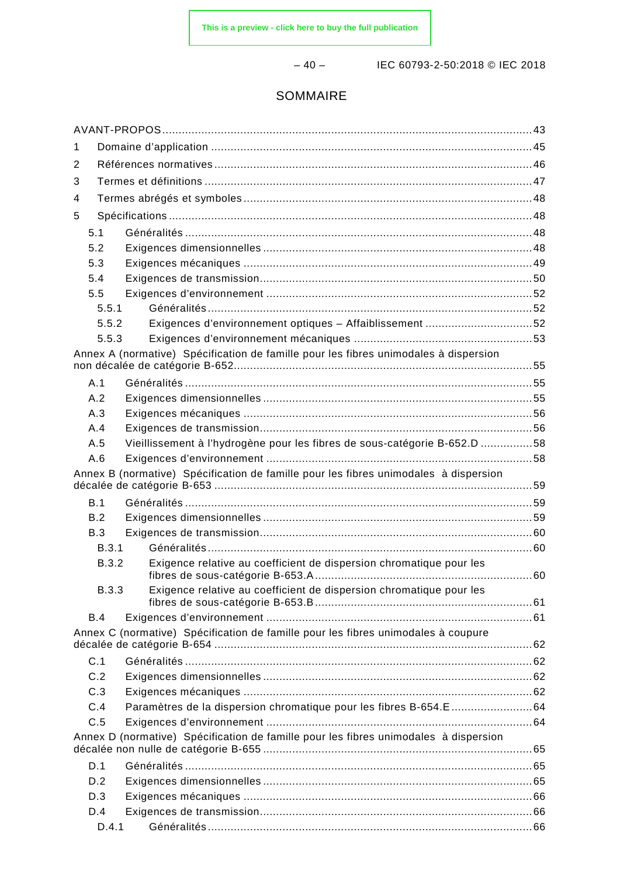# SOMMAIRE

AVANT-PROPOS ........................................................................................................................ 43

1 Domaine d'application ........................................................................................................ 45

2 Références normatives ....................................................................................................... 46

3 Termes et définitions .......................................................................................................... 47

4 Termes abrégés et symboles .............................................................................................. 48

5 Spécifications ..................................................................................................................... 48

5.1 Généralités ................................................................................................................. 48

5.2 Exigences dimensionnelles ......................................................................................... 48

5.3 Exigences mécaniques ............................................................................................... 49

5.4 Exigences de transmission.......................................................................................... 50

5.5 Exigences d'environnement ........................................................................................ 52

5.5.1 Généralités .......................................................................................................... 52

5.5.2 Exigences d'environnement optiques – Affaiblissement .................................. 52

5.5.3 Exigences d'environnement mécaniques ....................................................... 53

Annex A (normative) Spécification de famille pour les fibres unimodales à dispersion non décalée de catégorie B-652................................................................................................ 55

A.1 Généralités ................................................................................................................. 55

A.2 Exigences dimensionnelles ......................................................................................... 55

A.3 Exigences mécaniques ............................................................................................... 56

A.4 Exigences de transmission.......................................................................................... 56

A.5 Vieillissement à l'hydrogène pour les fibres de sous-catégorie B-652.D ................ 58

A.6 Exigences d'environnement ........................................................................................ 58

Annex B (normative) Spécification de famille pour les fibres unimodales à dispersion décalée de catégorie B-653 ................................................................................................ 59

B.1 Généralités ................................................................................................................. 59

B.2 Exigences dimensionnelles ......................................................................................... 59

B.3 Exigences de transmission.......................................................................................... 60

B.3.1 Généralités .......................................................................................................... 60

B.3.2 Exigence relative au coefficient de dispersion chromatique pour les fibres de sous-catégorie B-653.A ................................................................................. 60

B.3.3 Exigence relative au coefficient de dispersion chromatique pour les fibres de sous-catégorie B-653.B ................................................................................. 61

B.4 Exigences d'environnement ........................................................................................ 61

Annex C (normative) Spécification de famille pour les fibres unimodales à coupure décalée de catégorie B-654 ................................................................................................ 62

C.1 Généralités ................................................................................................................. 62

C.2 Exigences dimensionnelles ......................................................................................... 62

C.3 Exigences mécaniques ............................................................................................... 62

C.4 Paramètres de la dispersion chromatique pour les fibres B-654.E ......................... 64

C.5 Exigences d'environnement ........................................................................................ 64

Annex D (normative) Spécification de famille pour les fibres unimodales à dispersion décalée non nulle de catégorie B-655 ................................................................................... 65

D.1 Généralités ................................................................................................................. 65

D.2 Exigences dimensionnelles ......................................................................................... 65

D.3 Exigences mécaniques ............................................................................................... 66

D.4 Exigences de transmission.......................................................................................... 66

D.4.1 Généralités .......................................................................................................... 66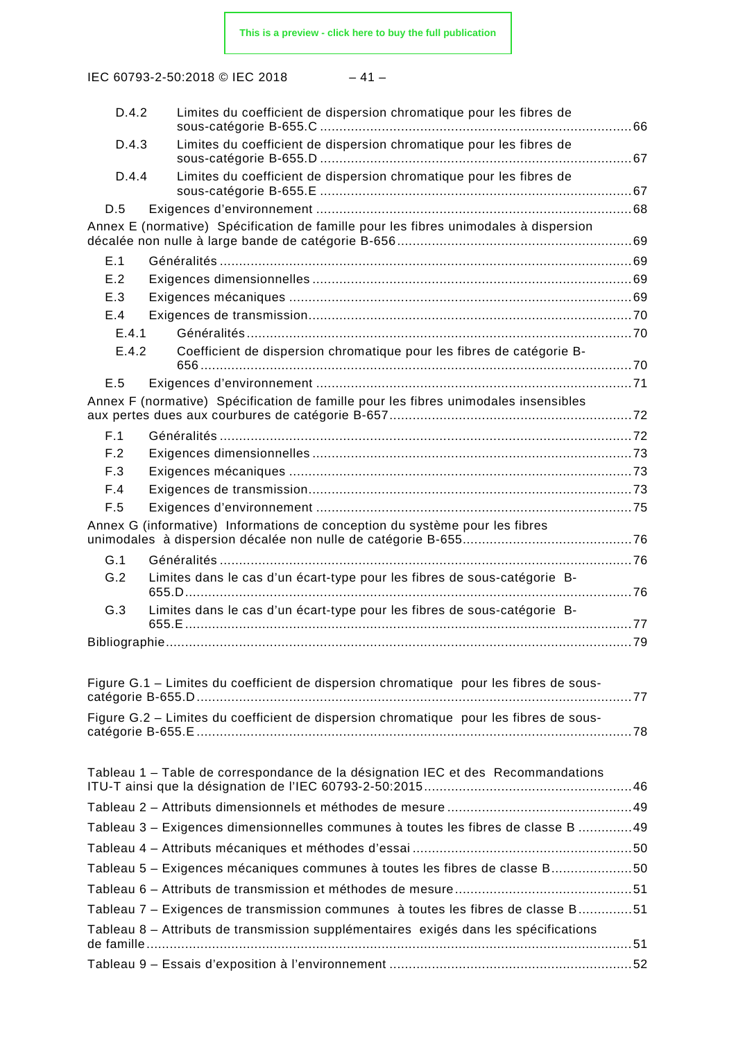D.4.2 Limites du coefficient de dispersion chromatique pour les fibres de sous-catégorie B-655.C ... 66

D.4.3 Limites du coefficient de dispersion chromatique pour les fibres de sous-catégorie B-655.D ... 67

D.4.4 Limites du coefficient de dispersion chromatique pour les fibres de sous-catégorie B-655.E ... 67

D.5 Exigences d'environnement ... 68

Annex E (normative) Spécification de famille pour les fibres unimodales à dispersion décalée non nulle à large bande de catégorie B-656 ... 69

E.1 Généralités ... 69

E.2 Exigences dimensionnelles ... 69

E.3 Exigences mécaniques ... 69

E.4 Exigences de transmission ... 70

E.4.1 Généralités ... 70

E.4.2 Coefficient de dispersion chromatique pour les fibres de catégorie B-656 ... 70

E.5 Exigences d'environnement ... 71

Annex F (normative) Spécification de famille pour les fibres unimodales insensibles aux pertes dues aux courbures de catégorie B-657 ... 72

F.1 Généralités ... 72

F.2 Exigences dimensionnelles ... 73

F.3 Exigences mécaniques ... 73

F.4 Exigences de transmission ... 73

F.5 Exigences d'environnement ... 75

Annex G (informative) Informations de conception du système pour les fibres unimodales à dispersion décalée non nulle de catégorie B-655 ... 76

G.1 Généralités ... 76

G.2 Limites dans le cas d'un écart-type pour les fibres de sous-catégorie B-655.D ... 76

G.3 Limites dans le cas d'un écart-type pour les fibres de sous-catégorie B-655.E ... 77

Bibliographie ... 79

Figure G.1 – Limites du coefficient de dispersion chromatique pour les fibres de sous-catégorie B-655.D ... 77

Figure G.2 – Limites du coefficient de dispersion chromatique pour les fibres de sous-catégorie B-655.E ... 78

Tableau 1 – Table de correspondance de la désignation IEC et des Recommandations ITU-T ainsi que la désignation de l'IEC 60793-2-50:2015 ... 46

Tableau 2 – Attributs dimensionnels et méthodes de mesure ... 49

Tableau 3 – Exigences dimensionnelles communes à toutes les fibres de classe B ... 49

Tableau 4 – Attributs mécaniques et méthodes d'essai ... 50

Tableau 5 – Exigences mécaniques communes à toutes les fibres de classe B ... 50

Tableau 6 – Attributs de transmission et méthodes de mesure ... 51

Tableau 7 – Exigences de transmission communes à toutes les fibres de classe B ... 51

Tableau 8 – Attributs de transmission supplémentaires exigés dans les spécifications de famille ... 51

Tableau 9 – Essais d'exposition à l'environnement ... 52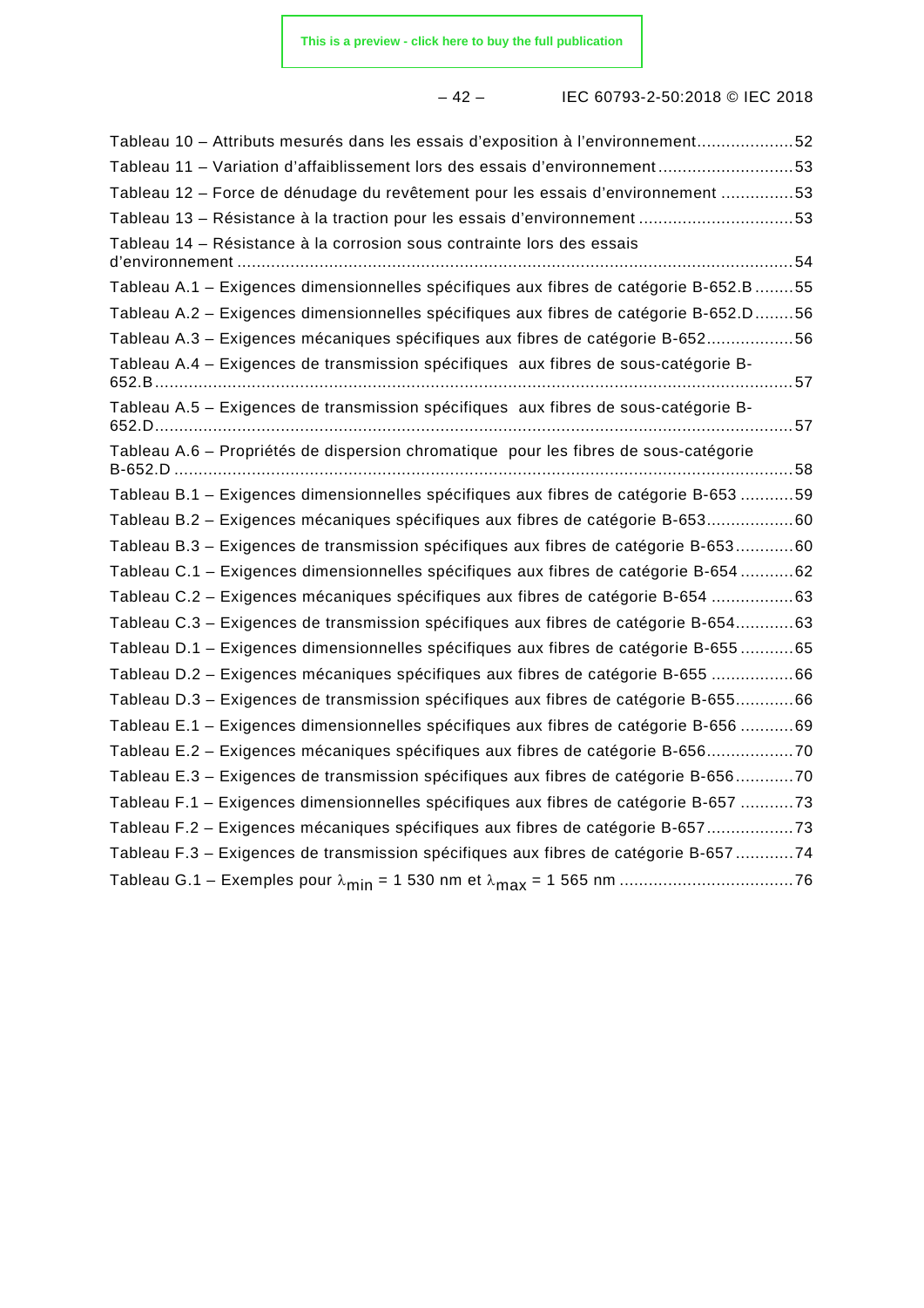Tableau 10 – Attributs mesurés dans les essais d'exposition à l'environnement....................52

Tableau 11 – Variation d'affaiblissement lors des essais d'environnement............................53

Tableau 12 – Force de dénudage du revêtement pour les essais d'environnement ...............53

Tableau 13 – Résistance à la traction pour les essais d'environnement ................................53

Tableau 14 – Résistance à la corrosion sous contrainte lors des essais d'environnement ....................................................................................................................54

Tableau A.1 – Exigences dimensionnelles spécifiques aux fibres de catégorie B-652.B ........55

Tableau A.2 – Exigences dimensionnelles spécifiques aux fibres de catégorie B-652.D ........56

Tableau A.3 – Exigences mécaniques spécifiques aux fibres de catégorie B-652..................56

Tableau A.4 – Exigences de transmission spécifiques aux fibres de sous-catégorie B-652.B .....................................................................................................................57

Tableau A.5 – Exigences de transmission spécifiques aux fibres de sous-catégorie B-652.D.....................................................................................................................57

Tableau A.6 – Propriétés de dispersion chromatique pour les fibres de sous-catégorie B-652.D .................................................................................................................58

Tableau B.1 – Exigences dimensionnelles spécifiques aux fibres de catégorie B-653 ...........59

Tableau B.2 – Exigences mécaniques spécifiques aux fibres de catégorie B-653..................60

Tableau B.3 – Exigences de transmission spécifiques aux fibres de catégorie B-653............60

Tableau C.1 – Exigences dimensionnelles spécifiques aux fibres de catégorie B-654 ...........62

Tableau C.2 – Exigences mécaniques spécifiques aux fibres de catégorie B-654 .................63

Tableau C.3 – Exigences de transmission spécifiques aux fibres de catégorie B-654............63

Tableau D.1 – Exigences dimensionnelles spécifiques aux fibres de catégorie B-655 ...........65

Tableau D.2 – Exigences mécaniques spécifiques aux fibres de catégorie B-655 .................66

Tableau D.3 – Exigences de transmission spécifiques aux fibres de catégorie B-655............66

Tableau E.1 – Exigences dimensionnelles spécifiques aux fibres de catégorie B-656 ...........69

Tableau E.2 – Exigences mécaniques spécifiques aux fibres de catégorie B-656..................70

Tableau E.3 – Exigences de transmission spécifiques aux fibres de catégorie B-656............70

Tableau F.1 – Exigences dimensionnelles spécifiques aux fibres de catégorie B-657 ...........73

Tableau F.2 – Exigences mécaniques spécifiques aux fibres de catégorie B-657..................73

Tableau F.3 – Exigences de transmission spécifiques aux fibres de catégorie B-657............74

Tableau G.1 – Exemples pour $\lambda_{min}$ = 1 530 nm et $\lambda_{max}$ = 1 565 nm ...................................76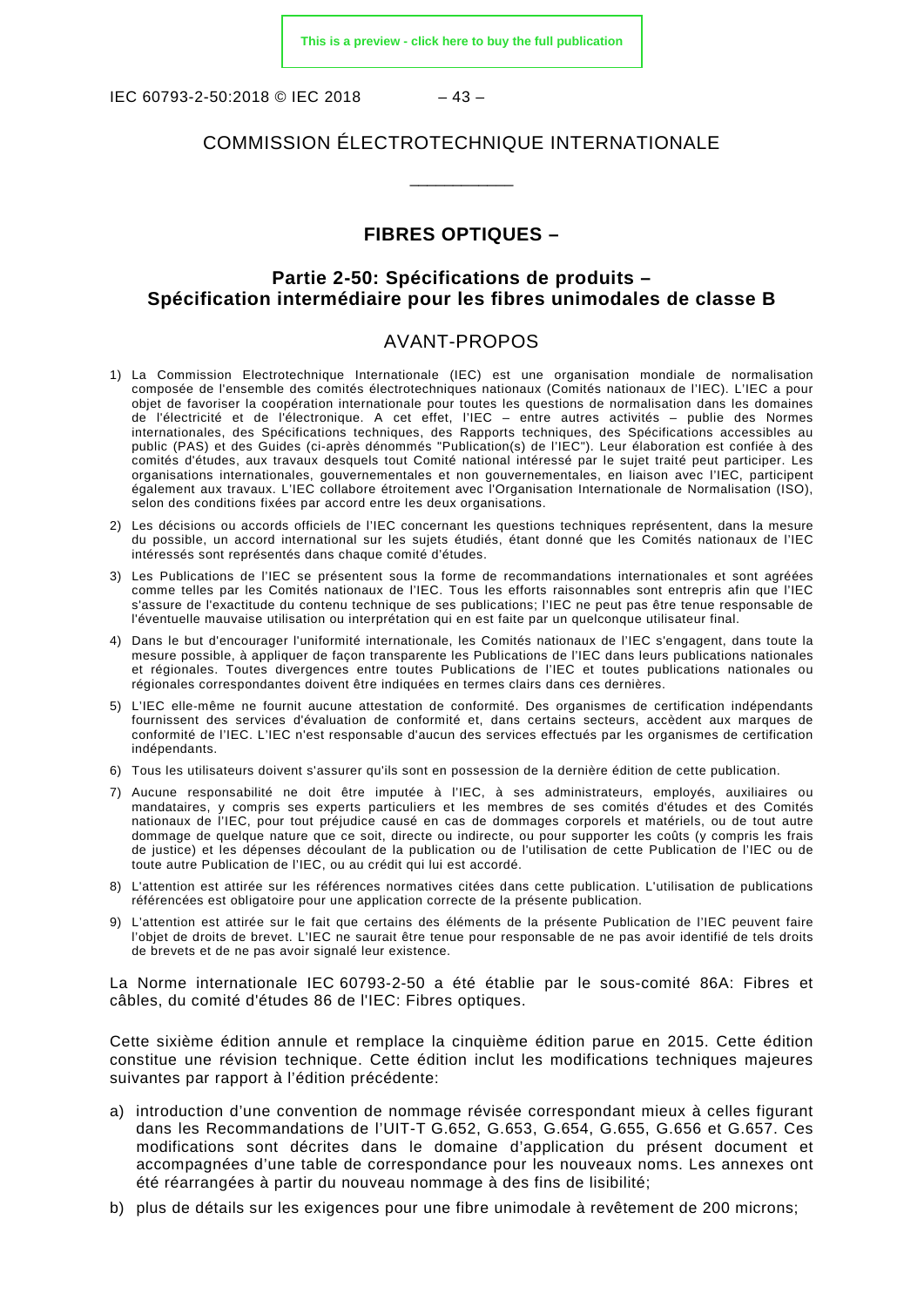COMMISSION ÉLECTROTECHNIQUE INTERNATIONALE

____________

# FIBRES OPTIQUES –

## Partie 2-50: Spécifications de produits – Spécification intermédiaire pour les fibres unimodales de classe B

## AVANT-PROPOS

1) La Commission Electrotechnique Internationale (IEC) est une organisation mondiale de normalisation composée de l'ensemble des comités électrotechniques nationaux (Comités nationaux de l'IEC). L'IEC a pour objet de favoriser la coopération internationale pour toutes les questions de normalisation dans les domaines de l'électricité et de l'électronique. A cet effet, l'IEC – entre autres activités – publie des Normes internationales, des Spécifications techniques, des Rapports techniques, des Spécifications accessibles au public (PAS) et des Guides (ci-après dénommés "Publication(s) de l'IEC"). Leur élaboration est confiée à des comités d'études, aux travaux desquels tout Comité national intéressé par le sujet traité peut participer. Les organisations internationales, gouvernementales et non gouvernementales, en liaison avec l'IEC, participent également aux travaux. L'IEC collabore étroitement avec l'Organisation Internationale de Normalisation (ISO), selon des conditions fixées par accord entre les deux organisations.
2) Les décisions ou accords officiels de l'IEC concernant les questions techniques représentent, dans la mesure du possible, un accord international sur les sujets étudiés, étant donné que les Comités nationaux de l'IEC intéressés sont représentés dans chaque comité d'études.
3) Les Publications de l'IEC se présentent sous la forme de recommandations internationales et sont agréées comme telles par les Comités nationaux de l'IEC. Tous les efforts raisonnables sont entrepris afin que l'IEC s'assure de l'exactitude du contenu technique de ses publications; l'IEC ne peut pas être tenue responsable de l'éventuelle mauvaise utilisation ou interprétation qui en est faite par un quelconque utilisateur final.
4) Dans le but d'encourager l'uniformité internationale, les Comités nationaux de l'IEC s'engagent, dans toute la mesure possible, à appliquer de façon transparente les Publications de l'IEC dans leurs publications nationales et régionales. Toutes divergences entre toutes Publications de l'IEC et toutes publications nationales ou régionales correspondantes doivent être indiquées en termes clairs dans ces dernières.
5) L'IEC elle-même ne fournit aucune attestation de conformité. Des organismes de certification indépendants fournissent des services d'évaluation de conformité et, dans certains secteurs, accèdent aux marques de conformité de l'IEC. L'IEC n'est responsable d'aucun des services effectués par les organismes de certification indépendants.
6) Tous les utilisateurs doivent s'assurer qu'ils sont en possession de la dernière édition de cette publication.
7) Aucune responsabilité ne doit être imputée à l'IEC, à ses administrateurs, employés, auxiliaires ou mandataires, y compris ses experts particuliers et les membres de ses comités d'études et des Comités nationaux de l'IEC, pour tout préjudice causé en cas de dommages corporels et matériels, ou de tout autre dommage de quelque nature que ce soit, directe ou indirecte, ou pour supporter les coûts (y compris les frais de justice) et les dépenses découlant de la publication ou de l'utilisation de cette Publication de l'IEC ou de toute autre Publication de l'IEC, ou au crédit qui lui est accordé.
8) L'attention est attirée sur les références normatives citées dans cette publication. L'utilisation de publications référencées est obligatoire pour une application correcte de la présente publication.
9) L'attention est attirée sur le fait que certains des éléments de la présente Publication de l'IEC peuvent faire l'objet de droits de brevet. L'IEC ne saurait être tenue pour responsable de ne pas avoir identifié de tels droits de brevets et de ne pas avoir signalé leur existence.

La Norme internationale IEC 60793-2-50 a été établie par le sous-comité 86A: Fibres et câbles, du comité d'études 86 de l'IEC: Fibres optiques.

Cette sixième édition annule et remplace la cinquième édition parue en 2015. Cette édition constitue une révision technique. Cette édition inclut les modifications techniques majeures suivantes par rapport à l'édition précédente:

a) introduction d'une convention de nommage révisée correspondant mieux à celles figurant dans les Recommandations de l'UIT-T G.652, G.653, G.654, G.655, G.656 et G.657. Ces modifications sont décrites dans le domaine d'application du présent document et accompagnées d'une table de correspondance pour les nouveaux noms. Les annexes ont été réarrangées à partir du nouveau nommage à des fins de lisibilité;
b) plus de détails sur les exigences pour une fibre unimodale à revêtement de 200 microns;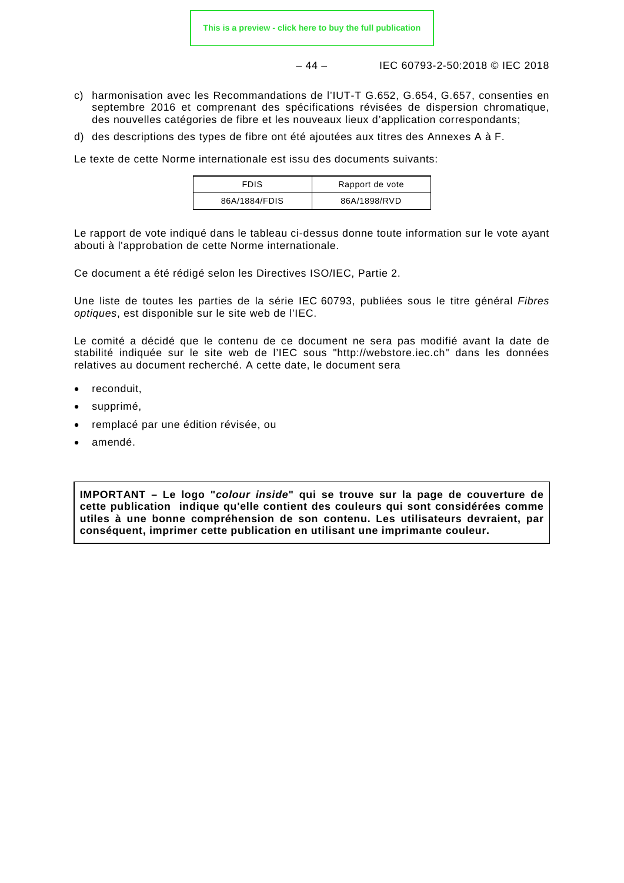c) harmonisation avec les Recommandations de l'IUT-T G.652, G.654, G.657, consenties en septembre 2016 et comprenant des spécifications révisées de dispersion chromatique, des nouvelles catégories de fibre et les nouveaux lieux d'application correspondants;

d) des descriptions des types de fibre ont été ajoutées aux titres des Annexes A à F.

Le texte de cette Norme internationale est issu des documents suivants:

| FDIS | Rapport de vote |
| --- | --- |
| 86A/1884/FDIS | 86A/1898/RVD |

Le rapport de vote indiqué dans le tableau ci-dessus donne toute information sur le vote ayant abouti à l'approbation de cette Norme internationale.

Ce document a été rédigé selon les Directives ISO/IEC, Partie 2.

Une liste de toutes les parties de la série IEC 60793, publiées sous le titre général *Fibres optiques*, est disponible sur le site web de l'IEC.

Le comité a décidé que le contenu de ce document ne sera pas modifié avant la date de stabilité indiquée sur le site web de l'IEC sous "http://webstore.iec.ch" dans les données relatives au document recherché. A cette date, le document sera

- reconduit,
- supprimé,
- remplacé par une édition révisée, ou
- amendé.

**IMPORTANT – Le logo "*colour inside*" qui se trouve sur la page de couverture de cette publication indique qu'elle contient des couleurs qui sont considérées comme utiles à une bonne compréhension de son contenu. Les utilisateurs devraient, par conséquent, imprimer cette publication en utilisant une imprimante couleur.**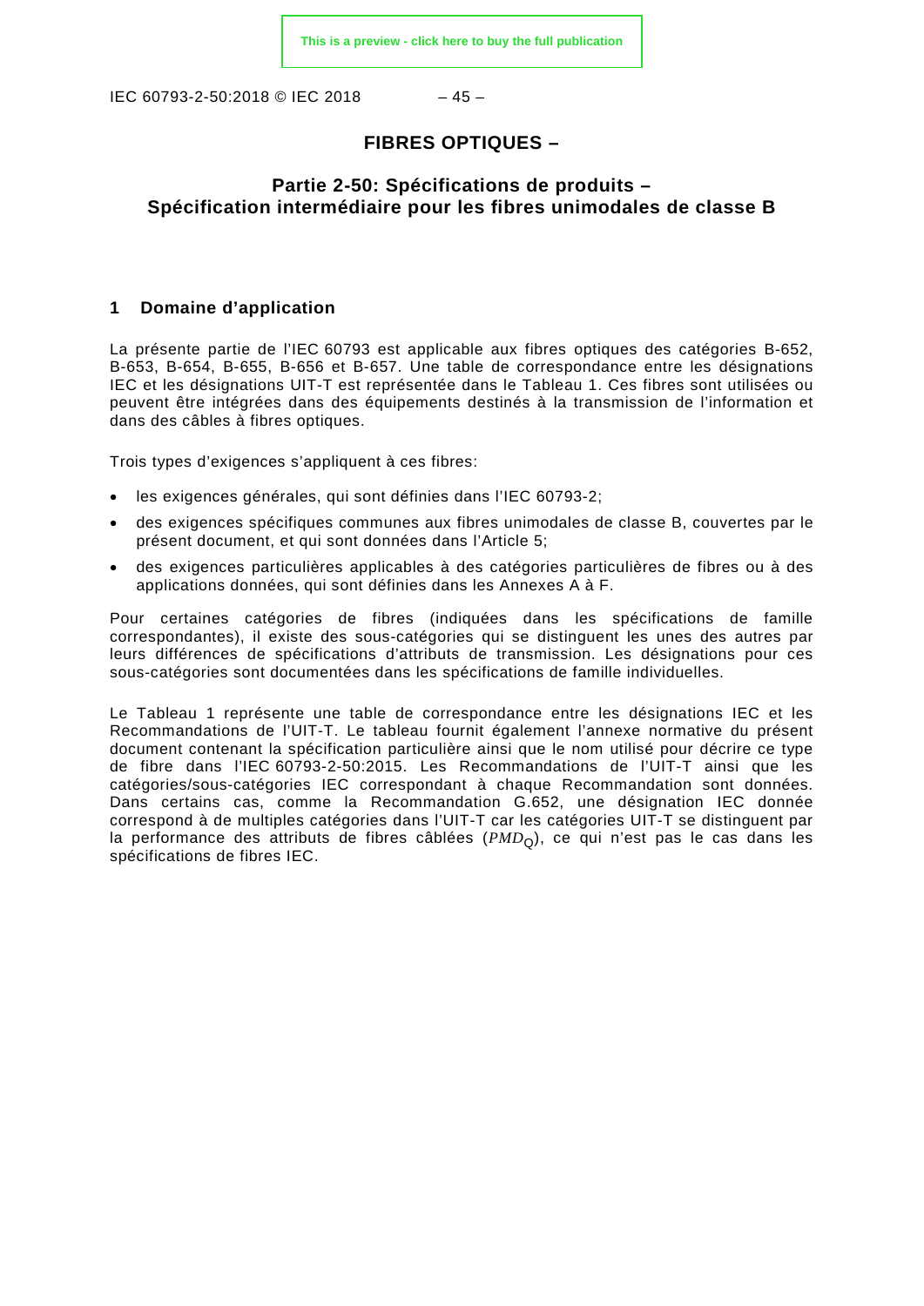# FIBRES OPTIQUES –

## Partie 2-50: Spécifications de produits – Spécification intermédiaire pour les fibres unimodales de classe B

## 1 Domaine d'application

La présente partie de l'IEC 60793 est applicable aux fibres optiques des catégories B-652, B-653, B-654, B-655, B-656 et B-657. Une table de correspondance entre les désignations IEC et les désignations UIT-T est représentée dans le Tableau 1. Ces fibres sont utilisées ou peuvent être intégrées dans des équipements destinés à la transmission de l'information et dans des câbles à fibres optiques.

Trois types d'exigences s'appliquent à ces fibres:

- les exigences générales, qui sont définies dans l'IEC 60793-2;
- des exigences spécifiques communes aux fibres unimodales de classe B, couvertes par le présent document, et qui sont données dans l'Article 5;
- des exigences particulières applicables à des catégories particulières de fibres ou à des applications données, qui sont définies dans les Annexes A à F.

Pour certaines catégories de fibres (indiquées dans les spécifications de famille correspondantes), il existe des sous-catégories qui se distinguent les unes des autres par leurs différences de spécifications d'attributs de transmission. Les désignations pour ces sous-catégories sont documentées dans les spécifications de famille individuelles.

Le Tableau 1 représente une table de correspondance entre les désignations IEC et les Recommandations de l'UIT-T. Le tableau fournit également l'annexe normative du présent document contenant la spécification particulière ainsi que le nom utilisé pour décrire ce type de fibre dans l'IEC 60793-2-50:2015. Les Recommandations de l'UIT-T ainsi que les catégories/sous-catégories IEC correspondant à chaque Recommandation sont données. Dans certains cas, comme la Recommandation G.652, une désignation IEC donnée correspond à de multiples catégories dans l'UIT-T car les catégories UIT-T se distinguent par la performance des attributs de fibres câblées ($PMD_{Q}$), ce qui n'est pas le cas dans les spécifications de fibres IEC.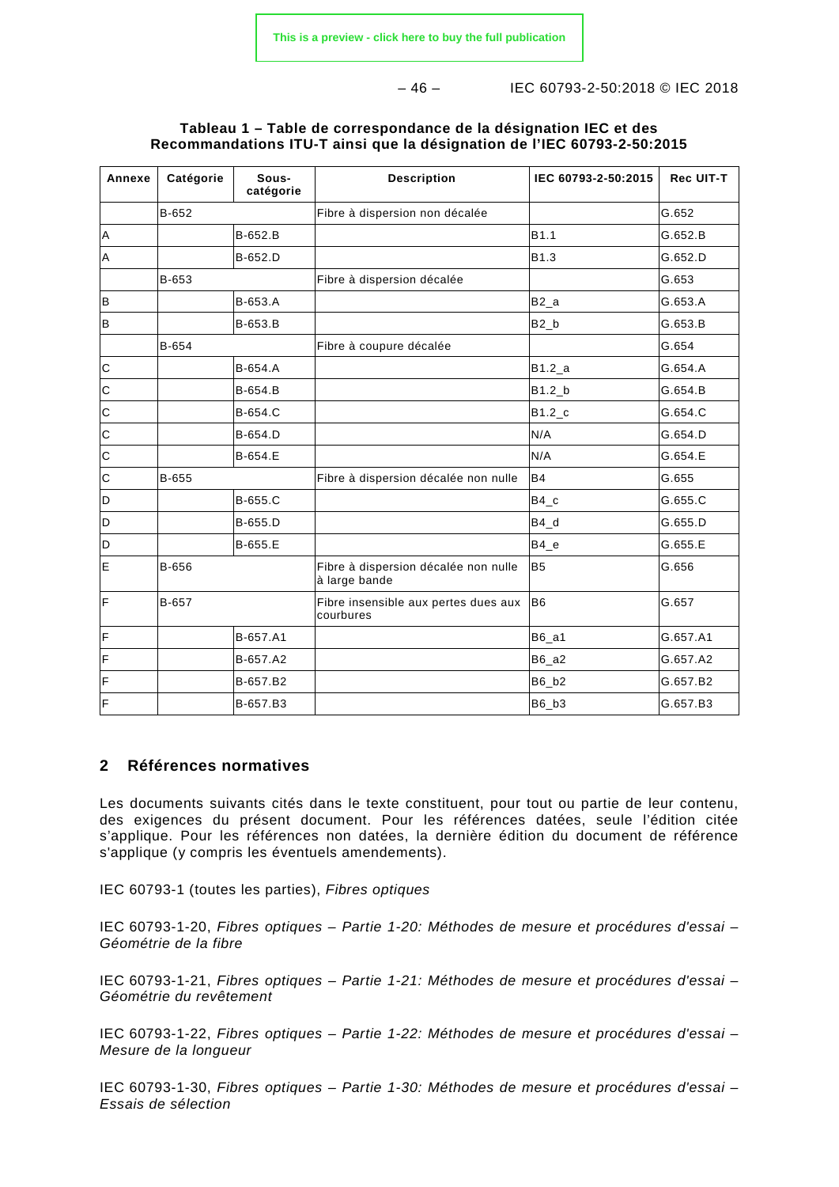**Tableau 1 – Table de correspondance de la désignation IEC et des Recommandations ITU-T ainsi que la désignation de l'IEC 60793-2-50:2015**

| Annexe | Catégorie | Sous-catégorie | Description | IEC 60793-2-50:2015 | Rec UIT-T |
|---|---|---|---|---|---|
| | B-652 | | Fibre à dispersion non décalée | | G.652 |
| A | | B-652.B | | B1.1 | G.652.B |
| A | | B-652.D | | B1.3 | G.652.D |
| | B-653 | | Fibre à dispersion décalée | | G.653 |
| B | | B-653.A | | B2_a | G.653.A |
| B | | B-653.B | | B2_b | G.653.B |
| | B-654 | | Fibre à coupure décalée | | G.654 |
| C | | B-654.A | | B1.2_a | G.654.A |
| C | | B-654.B | | B1.2_b | G.654.B |
| C | | B-654.C | | B1.2_c | G.654.C |
| C | | B-654.D | | N/A | G.654.D |
| C | | B-654.E | | N/A | G.654.E |
| C | B-655 | | Fibre à dispersion décalée non nulle | B4 | G.655 |
| D | | B-655.C | | B4_c | G.655.C |
| D | | B-655.D | | B4_d | G.655.D |
| D | | B-655.E | | B4_e | G.655.E |
| E | B-656 | | Fibre à dispersion décalée non nulle à large bande | B5 | G.656 |
| F | B-657 | | Fibre insensible aux pertes dues aux courbures | B6 | G.657 |
| F | | B-657.A1 | | B6_a1 | G.657.A1 |
| F | | B-657.A2 | | B6_a2 | G.657.A2 |
| F | | B-657.B2 | | B6_b2 | G.657.B2 |
| F | | B-657.B3 | | B6_b3 | G.657.B3 |

## 2 Références normatives

Les documents suivants cités dans le texte constituent, pour tout ou partie de leur contenu, des exigences du présent document. Pour les références datées, seule l'édition citée s'applique. Pour les références non datées, la dernière édition du document de référence s'applique (y compris les éventuels amendements).

IEC 60793-1 (toutes les parties), *Fibres optiques*

IEC 60793-1-20, *Fibres optiques – Partie 1-20: Méthodes de mesure et procédures d'essai – Géométrie de la fibre*

IEC 60793-1-21, *Fibres optiques – Partie 1-21: Méthodes de mesure et procédures d'essai – Géométrie du revêtement*

IEC 60793-1-22, *Fibres optiques – Partie 1-22: Méthodes de mesure et procédures d'essai – Mesure de la longueur*

IEC 60793-1-30, *Fibres optiques – Partie 1-30: Méthodes de mesure et procédures d'essai – Essais de sélection*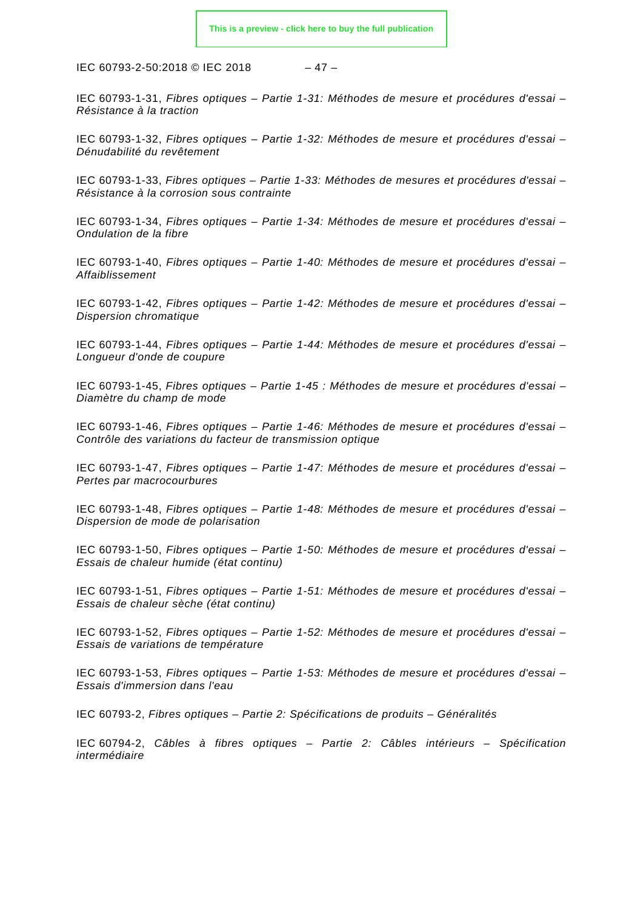IEC 60793-1-31, *Fibres optiques – Partie 1-31: Méthodes de mesure et procédures d'essai – Résistance à la traction*

IEC 60793-1-32, *Fibres optiques – Partie 1-32: Méthodes de mesure et procédures d'essai – Dénudabilité du revêtement*

IEC 60793-1-33, *Fibres optiques – Partie 1-33: Méthodes de mesures et procédures d'essai – Résistance à la corrosion sous contrainte*

IEC 60793-1-34, *Fibres optiques – Partie 1-34: Méthodes de mesure et procédures d'essai – Ondulation de la fibre*

IEC 60793-1-40, *Fibres optiques – Partie 1-40: Méthodes de mesure et procédures d'essai – Affaiblissement*

IEC 60793-1-42, *Fibres optiques – Partie 1-42: Méthodes de mesure et procédures d'essai – Dispersion chromatique*

IEC 60793-1-44, *Fibres optiques – Partie 1-44: Méthodes de mesure et procédures d'essai – Longueur d'onde de coupure*

IEC 60793-1-45, *Fibres optiques – Partie 1-45 : Méthodes de mesure et procédures d'essai – Diamètre du champ de mode*

IEC 60793-1-46, *Fibres optiques – Partie 1-46: Méthodes de mesure et procédures d'essai – Contrôle des variations du facteur de transmission optique*

IEC 60793-1-47, *Fibres optiques – Partie 1-47: Méthodes de mesure et procédures d'essai – Pertes par macrocourbures*

IEC 60793-1-48, *Fibres optiques – Partie 1-48: Méthodes de mesure et procédures d'essai – Dispersion de mode de polarisation*

IEC 60793-1-50, *Fibres optiques – Partie 1-50: Méthodes de mesure et procédures d'essai – Essais de chaleur humide (état continu)*

IEC 60793-1-51, *Fibres optiques – Partie 1-51: Méthodes de mesure et procédures d'essai – Essais de chaleur sèche (état continu)*

IEC 60793-1-52, *Fibres optiques – Partie 1-52: Méthodes de mesure et procédures d'essai – Essais de variations de température*

IEC 60793-1-53, *Fibres optiques – Partie 1-53: Méthodes de mesure et procédures d'essai – Essais d'immersion dans l'eau*

IEC 60793-2, *Fibres optiques – Partie 2: Spécifications de produits – Généralités*

IEC 60794-2, *Câbles à fibres optiques – Partie 2: Câbles intérieurs – Spécification intermédiaire*